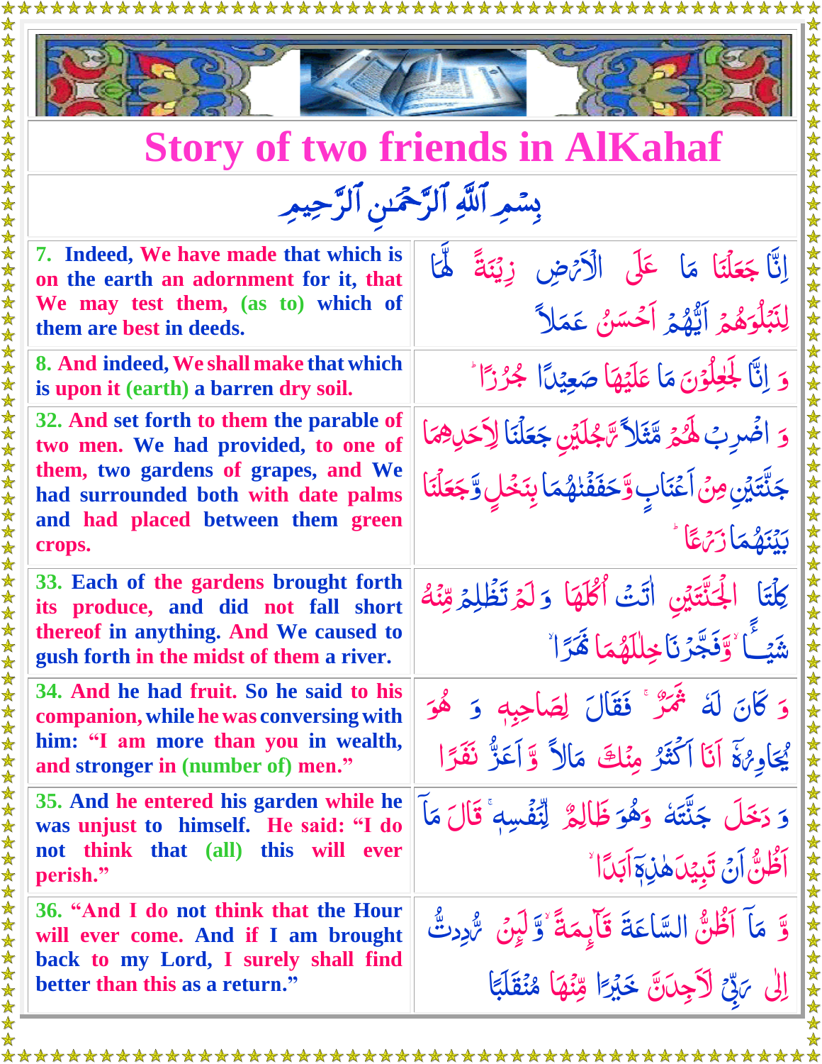# Story of two friends in AlKahaf

بِسۡمِ ٱللَّهِ ٱلرَّحۡمَٰنِ ٱلرَّحِيمِ

| English | Arabic |
|---|---|
| 7. Indeed, We have made that which is on the earth an adornment for it, that We may test them, (as to) which of them are best in deeds. | إِنَّا جَعَلۡنَا مَا عَلَى ٱلۡأَرۡضِ زِينَةً لَّهَا لِنَبۡلُوَهُمۡ أَيُّهُمۡ أَحۡسَنُ عَمَلًا |
| 8. And indeed, We shall make that which is upon it (earth) a barren dry soil. | وَ إِنَّا لَجَٰعِلُونَ مَا عَلَيۡهَا صَعِيدًا جُرُزًا |
| 32. And set forth to them the parable of two men. We had provided, to one of them, two gardens of grapes, and We had surrounded both with date palms and had placed between them green crops. | وَ اضۡرِبۡ لَهُم مَّثَلًا رَّجُلَيۡنِ جَعَلۡنَا لِأَحَدِهِمَا جَنَّتَيۡنِ مِنۡ أَعۡنَٰبٍ وَحَفَفۡنَٰهُمَا بِنَخۡلٍ وَجَعَلۡنَا بَيۡنَهُمَا زَرۡعًا |
| 33. Each of the gardens brought forth its produce, and did not fall short thereof in anything. And We caused to gush forth in the midst of them a river. | كِلۡتَا ٱلۡجَنَّتَيۡنِ ءَاتَتۡ أُكُلَهَا وَلَمۡ تَظۡلِم مِّنۡهُ شَيۡـًٔا ۚ وَفَجَّرۡنَا خِلَٰلَهُمَا نَهَرًا |
| 34. And he had fruit. So he said to his companion, while he was conversing with him: "I am more than you in wealth, and stronger in (number of) men." | وَ كَانَ لَهُۥ ثَمَرٌ ۚ فَقَالَ لِصَٰحِبِهِۦ وَ هُوَ يُحَاوِرُهُۥٓ أَنَا۠ أَكۡثَرُ مِنكَ مَالًا وَأَعَزُّ نَفَرًا |
| 35. And he entered his garden while he was unjust to himself. He said: "I do not think that (all) this will ever perish." | وَ دَخَلَ جَنَّتَهُۥ وَهُوَ ظَالِمٌ لِّنَفۡسِهِۦ قَالَ مَآ أَظُنُّ أَن تَبِيدَ هَٰذِهِۦٓ أَبَدًا |
| 36. "And I do not think that the Hour will ever come. And if I am brought back to my Lord, I surely shall find better than this as a return." | وَّ مَآ أَظُنُّ ٱلسَّاعَةَ قَآئِمَةً وَلَئِن رُّدِدتُّ إِلَىٰ رَبِّي لَأَجِدَنَّ خَيۡرًا مِّنۡهَا مُنقَلَبًا |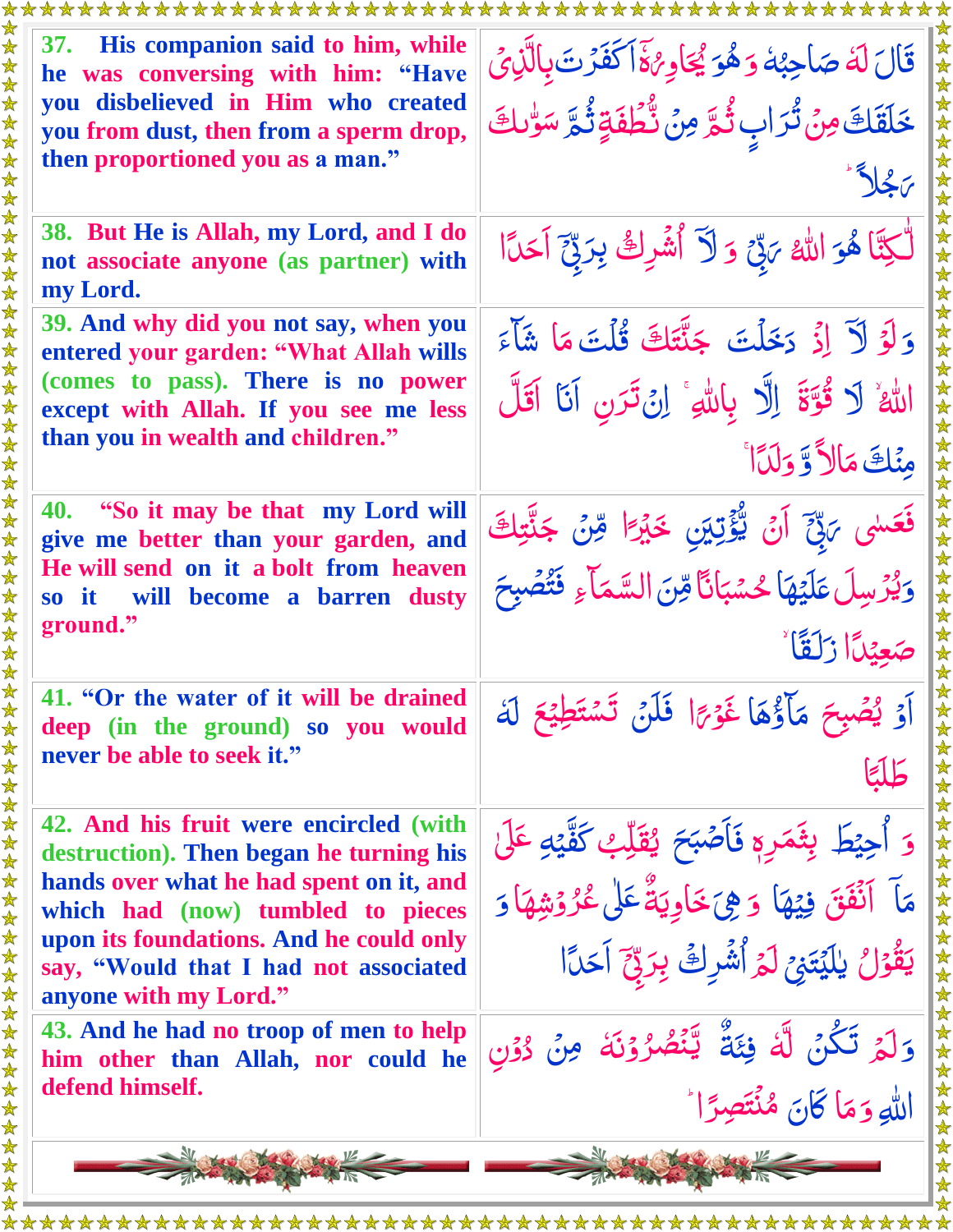| | |
|---|---|
| 37. His companion said to him, while he was conversing with him: “Have you disbelieved in Him who created you from dust, then from a sperm drop, then proportioned you as a man.” | قَالَ لَهٗ صَاحِبُهٗ وَهُوَ يُحَاوِرُهٗۤ اَكَفَرْتَ بِالَّذِىْ خَلَقَكَ مِنْ تُرَابٍ ثُمَّ مِنْ نُّطْفَةٍ ثُمَّ سَوّٰٮكَ رَجُلًا ؕ |
| 38. But He is Allah, my Lord, and I do not associate anyone (as partner) with my Lord. | لّٰـكِنَّا۠ هُوَ اللّٰهُ رَبِّىْ وَلَاۤ اُشْرِكُ بِرَبِّىْۤ اَحَدًا |
| 39. And why did you not say, when you entered your garden: “What Allah wills (comes to pass). There is no power except with Allah. If you see me less than you in wealth and children.” | وَلَوْلَاۤ اِذْ دَخَلْتَ جَنَّتَكَ قُلْتَ مَا شَآءَ اللّٰهُ ۙ لَا قُوَّةَ اِلَّا بِاللّٰهِ ۚ اِنْ تَرَنِ اَنَا اَقَلَّ مِنْكَ مَالًا وَّوَلَدًا ۚ |
| 40. “So it may be that my Lord will give me better than your garden, and He will send on it a bolt from heaven so it will become a barren dusty ground.” | فَعَسٰى رَبِّىْۤ اَنْ يُّؤْتِيَنِ خَيْرًا مِّنْ جَنَّتِكَ وَيُرْسِلَ عَلَيْهَا حُسْبَانًا مِّنَ السَّمَآءِ فَتُصْبِحَ صَعِيْدًا زَلَقًا ۙ |
| 41. “Or the water of it will be drained deep (in the ground) so you would never be able to seek it.” | اَوْ يُصْبِحَ مَآؤُهَا غَوْرًا فَلَنْ تَسْتَطِيْعَ لَهٗ طَلَبًا |
| 42. And his fruit were encircled (with destruction). Then began he turning his hands over what he had spent on it, and which had (now) tumbled to pieces upon its foundations. And he could only say, “Would that I had not associated anyone with my Lord.” | وَاُحِيْطَ بِثَمَرِهٖ فَاَصْبَحَ يُقَلِّبُ كَفَّيْهِ عَلٰى مَاۤ اَنْفَقَ فِيْهَا وَهِىَ خَاوِيَةٌ عَلٰى عُرُوْشِهَا وَيَقُوْلُ يٰلَيْتَنِىْ لَمْ اُشْرِكْ بِرَبِّىْۤ اَحَدًا |
| 43. And he had no troop of men to help him other than Allah, nor could he defend himself. | وَلَمْ تَكُنْ لَّهٗ فِئَةٌ يَّنْصُرُوْنَهٗ مِنْ دُوْنِ اللّٰهِ وَمَا كَانَ مُنْتَصِرًا ؕ |